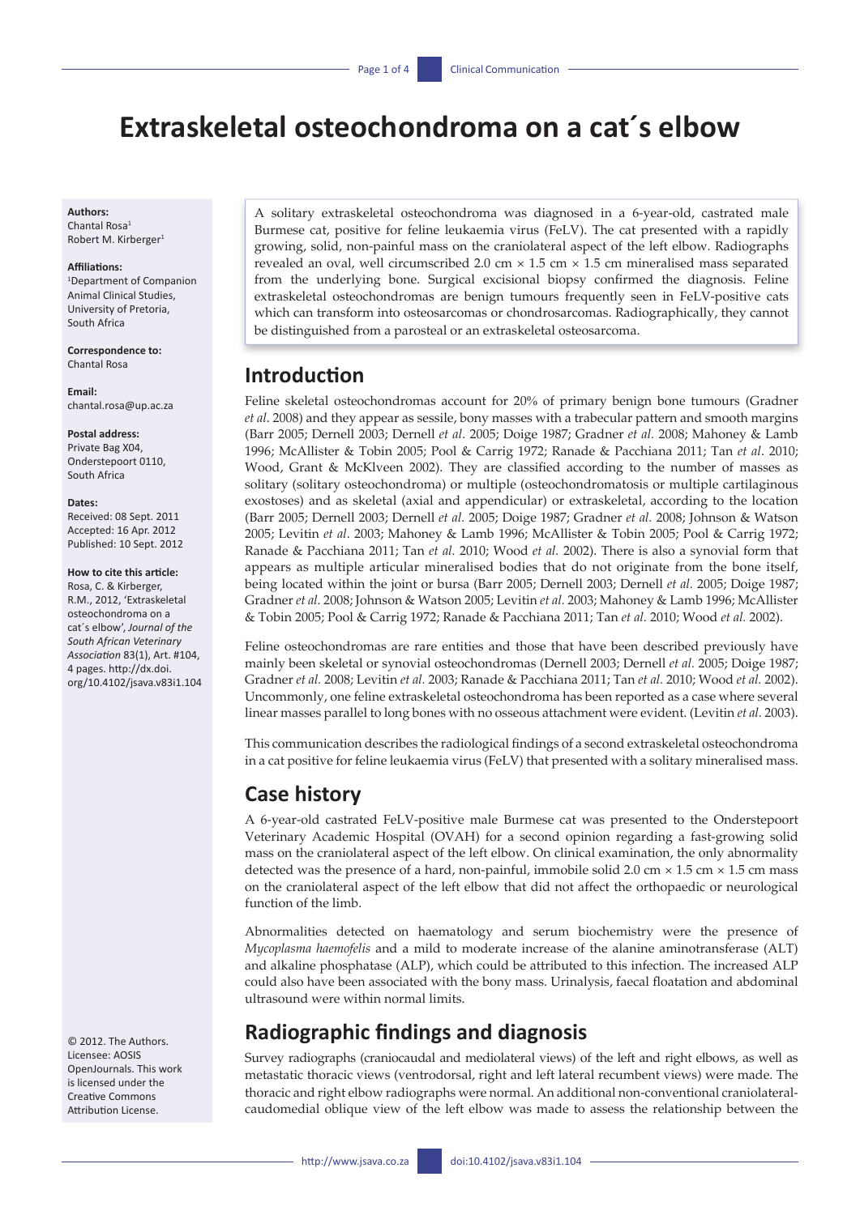# Extraskeletal osteochondroma on a cat´s elbow

**Authors:**
Chantal Rosa[1]
Robert M. Kirberger[1]

**Affiliations:**
[1]Department of Companion Animal Clinical Studies, University of Pretoria, South Africa

**Correspondence to:**
Chantal Rosa

**Email:**
chantal.rosa@up.ac.za

**Postal address:**
Private Bag X04, Onderstepoort 0110, South Africa

**Dates:**
Received: 08 Sept. 2011
Accepted: 16 Apr. 2012
Published: 10 Sept. 2012

**How to cite this article:**
Rosa, C. & Kirberger, R.M., 2012, 'Extraskeletal osteochondroma on a cat´s elbow', *Journal of the South African Veterinary Association* 83(1), Art. #104, 4 pages. http://dx.doi.org/10.4102/jsava.v83i1.104

© 2012. The Authors. Licensee: AOSIS OpenJournals. This work is licensed under the Creative Commons Attribution License.

A solitary extraskeletal osteochondroma was diagnosed in a 6-year-old, castrated male Burmese cat, positive for feline leukaemia virus (FeLV). The cat presented with a rapidly growing, solid, non-painful mass on the craniolateral aspect of the left elbow. Radiographs revealed an oval, well circumscribed 2.0 cm × 1.5 cm × 1.5 cm mineralised mass separated from the underlying bone. Surgical excisional biopsy confirmed the diagnosis. Feline extraskeletal osteochondromas are benign tumours frequently seen in FeLV-positive cats which can transform into osteosarcomas or chondrosarcomas. Radiographically, they cannot be distinguished from a parosteal or an extraskeletal osteosarcoma.

## Introduction

Feline skeletal osteochondromas account for 20% of primary benign bone tumours (Gradner *et al*. 2008) and they appear as sessile, bony masses with a trabecular pattern and smooth margins (Barr 2005; Dernell 2003; Dernell *et al*. 2005; Doige 1987; Gradner *et al.* 2008; Mahoney & Lamb 1996; McAllister & Tobin 2005; Pool & Carrig 1972; Ranade & Pacchiana 2011; Tan *et al*. 2010; Wood, Grant & McKlveen 2002). They are classified according to the number of masses as solitary (solitary osteochondroma) or multiple (osteochondromatosis or multiple cartilaginous exostoses) and as skeletal (axial and appendicular) or extraskeletal, according to the location (Barr 2005; Dernell 2003; Dernell *et al.* 2005; Doige 1987; Gradner *et al.* 2008; Johnson & Watson 2005; Levitin *et al*. 2003; Mahoney & Lamb 1996; McAllister & Tobin 2005; Pool & Carrig 1972; Ranade & Pacchiana 2011; Tan *et al.* 2010; Wood *et al.* 2002). There is also a synovial form that appears as multiple articular mineralised bodies that do not originate from the bone itself, being located within the joint or bursa (Barr 2005; Dernell 2003; Dernell *et al.* 2005; Doige 1987; Gradner *et al.* 2008; Johnson & Watson 2005; Levitin *et al.* 2003; Mahoney & Lamb 1996; McAllister & Tobin 2005; Pool & Carrig 1972; Ranade & Pacchiana 2011; Tan *et al.* 2010; Wood *et al.* 2002).

Feline osteochondromas are rare entities and those that have been described previously have mainly been skeletal or synovial osteochondromas (Dernell 2003; Dernell *et al.* 2005; Doige 1987; Gradner *et al.* 2008; Levitin *et al.* 2003; Ranade & Pacchiana 2011; Tan *et al.* 2010; Wood *et al.* 2002). Uncommonly, one feline extraskeletal osteochondroma has been reported as a case where several linear masses parallel to long bones with no osseous attachment were evident. (Levitin *et al.* 2003).

This communication describes the radiological findings of a second extraskeletal osteochondroma in a cat positive for feline leukaemia virus (FeLV) that presented with a solitary mineralised mass.

## Case history

A 6-year-old castrated FeLV-positive male Burmese cat was presented to the Onderstepoort Veterinary Academic Hospital (OVAH) for a second opinion regarding a fast-growing solid mass on the craniolateral aspect of the left elbow. On clinical examination, the only abnormality detected was the presence of a hard, non-painful, immobile solid 2.0 cm × 1.5 cm × 1.5 cm mass on the craniolateral aspect of the left elbow that did not affect the orthopaedic or neurological function of the limb.

Abnormalities detected on haematology and serum biochemistry were the presence of *Mycoplasma haemofelis* and a mild to moderate increase of the alanine aminotransferase (ALT) and alkaline phosphatase (ALP), which could be attributed to this infection. The increased ALP could also have been associated with the bony mass. Urinalysis, faecal floatation and abdominal ultrasound were within normal limits.

## Radiographic findings and diagnosis

Survey radiographs (craniocaudal and mediolateral views) of the left and right elbows, as well as metastatic thoracic views (ventrodorsal, right and left lateral recumbent views) were made. The thoracic and right elbow radiographs were normal. An additional non-conventional craniolateral-caudomedial oblique view of the left elbow was made to assess the relationship between the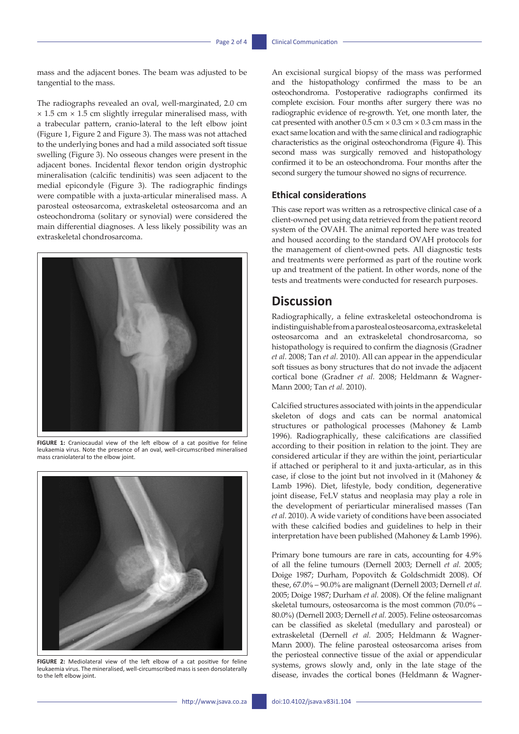mass and the adjacent bones. The beam was adjusted to be tangential to the mass.

The radiographs revealed an oval, well-marginated, 2.0 cm × 1.5 cm × 1.5 cm slightly irregular mineralised mass, with a trabecular pattern, cranio-lateral to the left elbow joint (Figure 1, Figure 2 and Figure 3). The mass was not attached to the underlying bones and had a mild associated soft tissue swelling (Figure 3). No osseous changes were present in the adjacent bones. Incidental flexor tendon origin dystrophic mineralisation (calcific tendinitis) was seen adjacent to the medial epicondyle (Figure 3). The radiographic findings were compatible with a juxta-articular mineralised mass. A parosteal osteosarcoma, extraskeletal osteosarcoma and an osteochondroma (solitary or synovial) were considered the main differential diagnoses. A less likely possibility was an extraskeletal chondrosarcoma.

**FIGURE 1:** Craniocaudal view of the left elbow of a cat positive for feline leukaemia virus. Note the presence of an oval, well-circumscribed mineralised mass craniolateral to the elbow joint.

**FIGURE 2:** Mediolateral view of the left elbow of a cat positive for feline leukaemia virus. The mineralised, well-circumscribed mass is seen dorsolaterally to the left elbow joint.

An excisional surgical biopsy of the mass was performed and the histopathology confirmed the mass to be an osteochondroma. Postoperative radiographs confirmed its complete excision. Four months after surgery there was no radiographic evidence of re-growth. Yet, one month later, the cat presented with another 0.5 cm × 0.3 cm × 0.3 cm mass in the exact same location and with the same clinical and radiographic characteristics as the original osteochondroma (Figure 4). This second mass was surgically removed and histopathology confirmed it to be an osteochondroma. Four months after the second surgery the tumour showed no signs of recurrence.

### Ethical considerations

This case report was written as a retrospective clinical case of a client-owned pet using data retrieved from the patient record system of the OVAH. The animal reported here was treated and housed according to the standard OVAH protocols for the management of client-owned pets. All diagnostic tests and treatments were performed as part of the routine work up and treatment of the patient. In other words, none of the tests and treatments were conducted for research purposes.

## Discussion

Radiographically, a feline extraskeletal osteochondroma is indistinguishable from a parosteal osteosarcoma, extraskeletal osteosarcoma and an extraskeletal chondrosarcoma, so histopathology is required to confirm the diagnosis (Gradner *et al.* 2008; Tan *et al.* 2010). All can appear in the appendicular soft tissues as bony structures that do not invade the adjacent cortical bone (Gradner *et al.* 2008; Heldmann & Wagner-Mann 2000; Tan *et al.* 2010).

Calcified structures associated with joints in the appendicular skeleton of dogs and cats can be normal anatomical structures or pathological processes (Mahoney & Lamb 1996). Radiographically, these calcifications are classified according to their position in relation to the joint. They are considered articular if they are within the joint, periarticular if attached or peripheral to it and juxta-articular, as in this case, if close to the joint but not involved in it (Mahoney & Lamb 1996). Diet, lifestyle, body condition, degenerative joint disease, FeLV status and neoplasia may play a role in the development of periarticular mineralised masses (Tan *et al.* 2010). A wide variety of conditions have been associated with these calcified bodies and guidelines to help in their interpretation have been published (Mahoney & Lamb 1996).

Primary bone tumours are rare in cats, accounting for 4.9% of all the feline tumours (Dernell 2003; Dernell *et al.* 2005; Doige 1987; Durham, Popovitch & Goldschmidt 2008). Of these, 67.0% – 90.0% are malignant (Dernell 2003; Dernell *et al.* 2005; Doige 1987; Durham *et al.* 2008). Of the feline malignant skeletal tumours, osteosarcoma is the most common (70.0% – 80.0%) (Dernell 2003; Dernell *et al.* 2005). Feline osteosarcomas can be classified as skeletal (medullary and parosteal) or extraskeletal (Dernell *et al.* 2005; Heldmann & Wagner-Mann 2000). The feline parosteal osteosarcoma arises from the periosteal connective tissue of the axial or appendicular systems, grows slowly and, only in the late stage of the disease, invades the cortical bones (Heldmann & Wagner-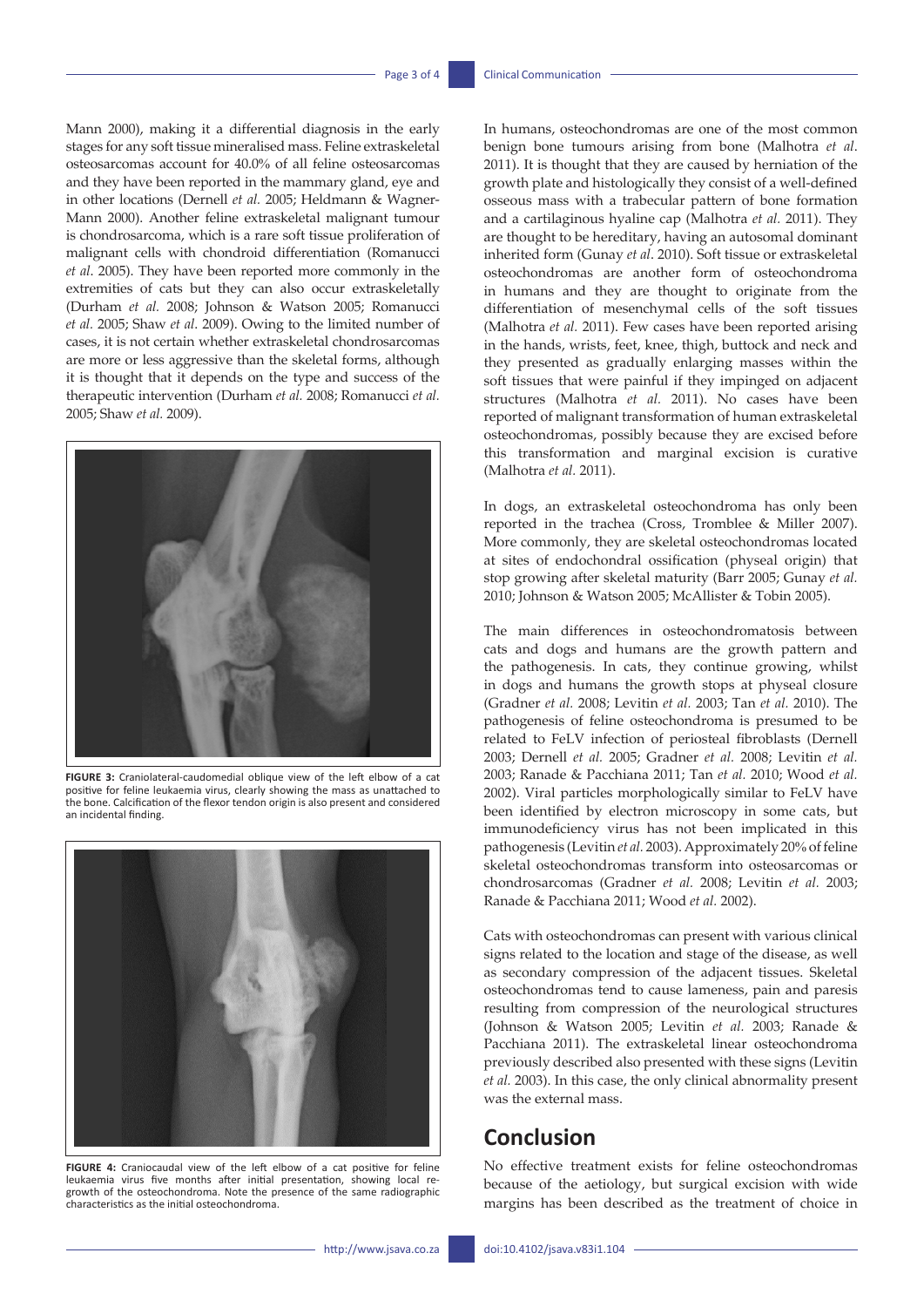Mann 2000), making it a differential diagnosis in the early stages for any soft tissue mineralised mass. Feline extraskeletal osteosarcomas account for 40.0% of all feline osteosarcomas and they have been reported in the mammary gland, eye and in other locations (Dernell *et al.* 2005; Heldmann & Wagner-Mann 2000). Another feline extraskeletal malignant tumour is chondrosarcoma, which is a rare soft tissue proliferation of malignant cells with chondroid differentiation (Romanucci *et al*. 2005). They have been reported more commonly in the extremities of cats but they can also occur extraskeletally (Durham *et al.* 2008; Johnson & Watson 2005; Romanucci *et al.* 2005; Shaw *et al*. 2009). Owing to the limited number of cases, it is not certain whether extraskeletal chondrosarcomas are more or less aggressive than the skeletal forms, although it is thought that it depends on the type and success of the therapeutic intervention (Durham *et al.* 2008; Romanucci *et al.* 2005; Shaw *et al.* 2009).

**FIGURE 3:** Craniolateral-caudomedial oblique view of the left elbow of a cat positive for feline leukaemia virus, clearly showing the mass as unattached to the bone. Calcification of the flexor tendon origin is also present and considered an incidental finding.

**FIGURE 4:** Craniocaudal view of the left elbow of a cat positive for feline leukaemia virus five months after initial presentation, showing local re-growth of the osteochondroma. Note the presence of the same radiographic characteristics as the initial osteochondroma.

In humans, osteochondromas are one of the most common benign bone tumours arising from bone (Malhotra *et al*. 2011). It is thought that they are caused by herniation of the growth plate and histologically they consist of a well-defined osseous mass with a trabecular pattern of bone formation and a cartilaginous hyaline cap (Malhotra *et al.* 2011). They are thought to be hereditary, having an autosomal dominant inherited form (Gunay *et al*. 2010). Soft tissue or extraskeletal osteochondromas are another form of osteochondroma in humans and they are thought to originate from the differentiation of mesenchymal cells of the soft tissues (Malhotra *et al.* 2011). Few cases have been reported arising in the hands, wrists, feet, knee, thigh, buttock and neck and they presented as gradually enlarging masses within the soft tissues that were painful if they impinged on adjacent structures (Malhotra *et al.* 2011). No cases have been reported of malignant transformation of human extraskeletal osteochondromas, possibly because they are excised before this transformation and marginal excision is curative (Malhotra *et al.* 2011).

In dogs, an extraskeletal osteochondroma has only been reported in the trachea (Cross, Tromblee & Miller 2007). More commonly, they are skeletal osteochondromas located at sites of endochondral ossification (physeal origin) that stop growing after skeletal maturity (Barr 2005; Gunay *et al.* 2010; Johnson & Watson 2005; McAllister & Tobin 2005).

The main differences in osteochondromatosis between cats and dogs and humans are the growth pattern and the pathogenesis. In cats, they continue growing, whilst in dogs and humans the growth stops at physeal closure (Gradner *et al.* 2008; Levitin *et al.* 2003; Tan *et al.* 2010). The pathogenesis of feline osteochondroma is presumed to be related to FeLV infection of periosteal fibroblasts (Dernell 2003; Dernell *et al.* 2005; Gradner *et al.* 2008; Levitin *et al.* 2003; Ranade & Pacchiana 2011; Tan *et al.* 2010; Wood *et al.* 2002). Viral particles morphologically similar to FeLV have been identified by electron microscopy in some cats, but immunodeficiency virus has not been implicated in this pathogenesis (Levitin *et al.* 2003). Approximately 20% of feline skeletal osteochondromas transform into osteosarcomas or chondrosarcomas (Gradner *et al.* 2008; Levitin *et al.* 2003; Ranade & Pacchiana 2011; Wood *et al.* 2002).

Cats with osteochondromas can present with various clinical signs related to the location and stage of the disease, as well as secondary compression of the adjacent tissues. Skeletal osteochondromas tend to cause lameness, pain and paresis resulting from compression of the neurological structures (Johnson & Watson 2005; Levitin *et al.* 2003; Ranade & Pacchiana 2011). The extraskeletal linear osteochondroma previously described also presented with these signs (Levitin *et al.* 2003). In this case, the only clinical abnormality present was the external mass.

## Conclusion

No effective treatment exists for feline osteochondromas because of the aetiology, but surgical excision with wide margins has been described as the treatment of choice in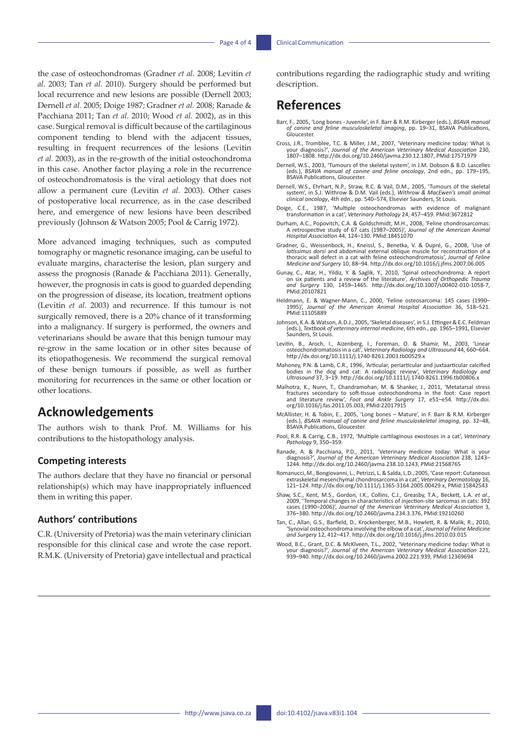the case of osteochondromas (Gradner *et al.* 2008; Levitin *et al.* 2003; Tan *et al.* 2010). Surgery should be performed but local recurrence and new lesions are possible (Dernell 2003; Dernell *et al.* 2005; Doige 1987; Gradner *et al.* 2008; Ranade & Pacchiana 2011; Tan *et al.* 2010; Wood *et al.* 2002), as in this case. Surgical removal is difficult because of the cartilaginous component tending to blend with the adjacent tissues, resulting in frequent recurrences of the lesions (Levitin *et al.* 2003), as in the re-growth of the initial osteochondroma in this case. Another factor playing a role in the recurrence of osteochondromatosis is the viral aetiology that does not allow a permanent cure (Levitin *et al.* 2003). Other cases of postoperative local recurrence, as in the case described here, and emergence of new lesions have been described previously (Johnson & Watson 2005; Pool & Carrig 1972).

More advanced imaging techniques, such as computed tomography or magnetic resonance imaging, can be useful to evaluate margins, characterise the lesion, plan surgery and assess the prognosis (Ranade & Pacchiana 2011). Generally, however, the prognosis in cats is good to guarded depending on the progression of disease, its location, treatment options (Levitin *et al.* 2003) and recurrence. If this tumour is not surgically removed, there is a 20% chance of it transforming into a malignancy. If surgery is performed, the owners and veterinarians should be aware that this benign tumour may re-grow in the same location or in other sites because of its etiopathogenesis. We recommend the surgical removal of these benign tumours if possible, as well as further monitoring for recurrences in the same or other location or other locations.

## Acknowledgements

The authors wish to thank Prof. M. Williams for his contributions to the histopathology analysis.

### Competing interests

The authors declare that they have no financial or personal relationship(s) which may have inappropriately influenced them in writing this paper.

### Authors' contributions

C.R. (University of Pretoria) was the main veterinary clinician responsible for this clinical case and wrote the case report. R.M.K. (University of Pretoria) gave intellectual and practical contributions regarding the radiographic study and writing description.

## References

Barr, F., 2005, 'Long bones - Juvenile', in F. Barr & R.M. Kirberger (eds.), *BSAVA manual of canine and feline musculoskeletal imaging*, pp. 19–31, BSAVA Publications, Gloucester.

Cross, J.R., Tromblee, T.C. & Miller, J.M., 2007, 'Veterinary medicine today: What is your diagnosis?', *Journal of the American Veterinary Medical Association* 230, 1807–1808. http://dx.doi.org/10.2460/javma.230.12.1807, PMid:17571979

Dernell, W.S., 2003, 'Tumours of the skeletal system', in J.M. Dobson & B.D. Lascelles (eds.), *BSAVA manual of canine and feline oncology*, 2nd edn., pp. 179–195, BSAVA Publications, Gloucester.

Dernell, W.S., Ehrhart, N.P., Straw, R.C. & Vail, D.M., 2005, 'Tumours of the skeletal system', in S.J. Withrow & D.M. Vail (eds.), *Withrow & MacEwen's small animal clinical oncology*, 4th edn., pp. 540–574, Elsevier Saunders, St Louis.

Doige, C.E., 1987, 'Multiple osteochondromas with evidence of malignant transformation in a cat', *Veterinary Pathology* 24, 457–459. PMid:3672812

Durham, A.C., Popovitch, C.A. & Goldschmidt, M.H., 2008, 'Feline chondrosarcomas: A retrospective study of 67 cats (1987–2005)', *Journal of the American Animal Hospital Association* 44, 124–130. PMid:18451070

Gradner, G., Weissenbock, H., Kneissl, S., Benetka, V. & Dupré, G., 2008, 'Use of *latissimus dorsi* and abdominal external oblique muscle for reconstruction of a thoracic wall defect in a cat with feline osteochondromatosis', *Journal of Feline Medicine and Surgery* 10, 88–94. http://dx.doi.org/10.1016/j.jfms.2007.06.005

Gunay, C., Atar, H., Yildiz, Y. & Saglik, Y., 2010, 'Spinal osteochondroma: A report on six patients and a review of the literature', *Archives of Orthopedic Trauma and Surgery* 130, 1459–1465. http://dx.doi.org/10.1007/s00402-010-1058-7, PMid:20107821

Heldmann, E. & Wagner-Mann, C., 2000, 'Feline osteosarcoma: 145 cases (1990–1995)', *Journal of the American Animal Hospital Association* 36, 518–521. PMid:11105889

Johnson, K.A. & Watson, A.D.J., 2005, 'Skeletal diseases', in S.J. Ettinger & E.C. Feldman (eds.), *Textbook of veterinary internal medicine*, 6th edn., pp. 1965–1991, Elsevier Saunders, St Louis.

Levitin, B., Aroch, I., Aizenberg, I., Foreman, O. & Shamir, M., 2003, 'Linear osteochondromatosis in a cat', *Veterinary Radiology and Ultrasound* 44, 660–664. http://dx.doi.org/10.1111/j.1740-8261.2003.tb00529.x

Mahoney, P.N. & Lamb, C.R., 1996, 'Articular, periarticular and juxtaarticular calcified bodies in the dog and cat: A radiologic review', *Veterinary Radiology and Ultrasound* 37, 3–19. http://dx.doi.org/10.1111/j.1740-8261.1996.tb00806.x

Malhotra, K., Nunn, T., Chandramohan, M. & Shanker, J., 2011, 'Metatarsal stress fractures secondary to soft-tissue osteochondroma in the foot: Case report and literature review', *Foot and Ankle Surgery* 17, e51–e54. http://dx.doi.org/10.1016/j.fas.2011.05.003, PMid:22017915

McAllister, H. & Tobin, E., 2005, 'Long bones – Mature', in F. Barr & R.M. Kirberger (eds.), *BSAVA manual of canine and feline musculoskeletal imaging*, pp. 32–48, BSAVA Publications, Gloucester.

Pool, R.R. & Carrig, C.B., 1972, 'Multiple cartilaginous exostoses in a cat', *Veterinary Pathology* 9, 350–359.

Ranade, A. & Pacchiana, P.D., 2011, 'Veterinary medicine today: What is your diagnosis?', *Journal of the American Veterinary Medical Association* 238, 1243–1244. http://dx.doi.org/10.2460/javma.238.10.1243, PMid:21568765

Romanucci, M., Bongiovanni, L., Petrizzi, L. & Salda, L.D., 2005, 'Case report: Cutaneous extraskeletal mesenchymal chondrosarcoma in a cat', *Veterinary Dermatology* 16, 121–124. http://dx.doi.org/10.1111/j.1365-3164.2005.00429.x, PMid:15842543

Shaw, S.C., Kent, M.S., Gordon, I.K., Collins, C.J., Greasby, T.A., Beckett, L.A. *et al.*, 2009, 'Temporal changes in characteristics of injection-site sarcomas in cats: 392 cases (1990–2006)', *Journal of the American Veterinary Medical Association* 3, 376–380. http://dx.doi.org/10.2460/javma.234.3.376, PMid:19210260

Tan, C., Allan, G.S., Barfield, D., Krockenberger, M.B., Howlett, R. & Malik, R., 2010, 'Synovial osteochondroma involving the elbow of a cat', *Journal of Feline Medicine and Surgery* 12, 412–417. http://dx.doi.org/10.1016/j.jfms.2010.03.015

Wood, B.C., Grant, D.C. & McKlveen, T.L., 2002, 'Veterinary medicine today: What is your diagnosis?', *Journal of the American Veterinary Medical Association* 221, 939–940. http://dx.doi.org/10.2460/javma.2002.221.939, PMid:12369694